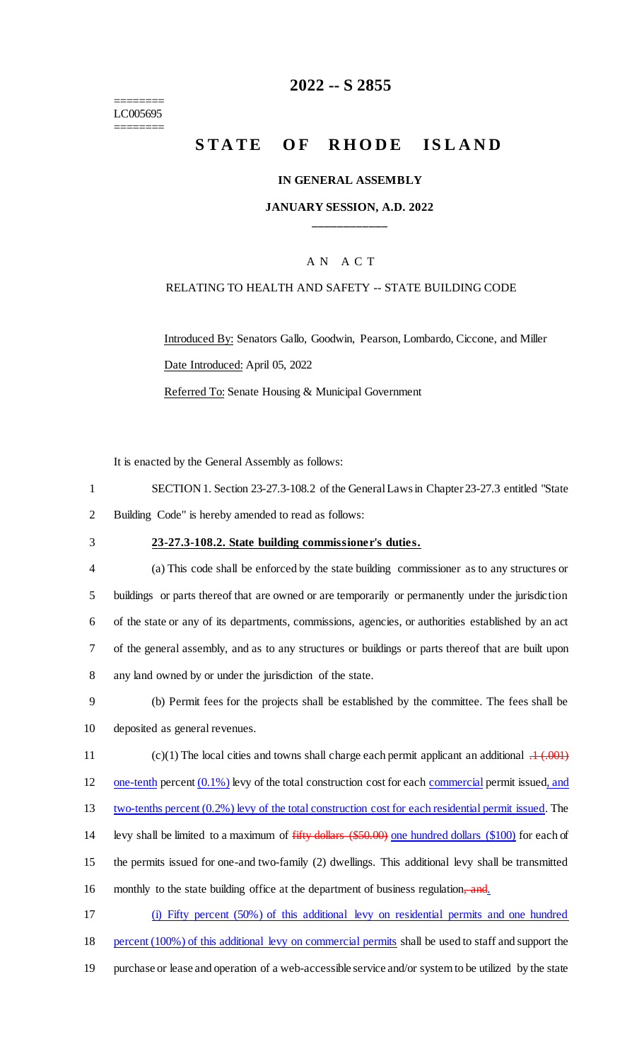# 2022 -- S 2855

========
LC005695
========

## STATE OF RHODE ISLAND

### IN GENERAL ASSEMBLY

### JANUARY SESSION, A.D. 2022

\_\_\_\_\_\_\_\_\_\_\_\_

A N A C T

RELATING TO HEALTH AND SAFETY -- STATE BUILDING CODE

Introduced By: Senators Gallo, Goodwin, Pearson, Lombardo, Ciccone, and Miller

Date Introduced: April 05, 2022

Referred To: Senate Housing & Municipal Government

It is enacted by the General Assembly as follows:

SECTION 1. Section 23-27.3-108.2 of the General Laws in Chapter 23-27.3 entitled "State Building Code" is hereby amended to read as follows:

**23-27.3-108.2. State building commissioner's duties.**

(a) This code shall be enforced by the state building commissioner as to any structures or buildings or parts thereof that are owned or are temporarily or permanently under the jurisdiction of the state or any of its departments, commissions, agencies, or authorities established by an act of the general assembly, and as to any structures or buildings or parts thereof that are built upon any land owned by or under the jurisdiction of the state.

(b) Permit fees for the projects shall be established by the committee. The fees shall be deposited as general revenues.

(c)(1) The local cities and towns shall charge each permit applicant an additional ~~.1 (.001)~~ one-tenth percent (0.1%) levy of the total construction cost for each commercial permit issued, and two-tenths percent (0.2%) levy of the total construction cost for each residential permit issued. The levy shall be limited to a maximum of ~~fifty dollars ($50.00)~~ one hundred dollars ($100) for each of the permits issued for one-and two-family (2) dwellings. This additional levy shall be transmitted monthly to the state building office at the department of business regulation~~, and~~.

(i) Fifty percent (50%) of this additional levy on residential permits and one hundred percent (100%) of this additional levy on commercial permits shall be used to staff and support the purchase or lease and operation of a web-accessible service and/or system to be utilized by the state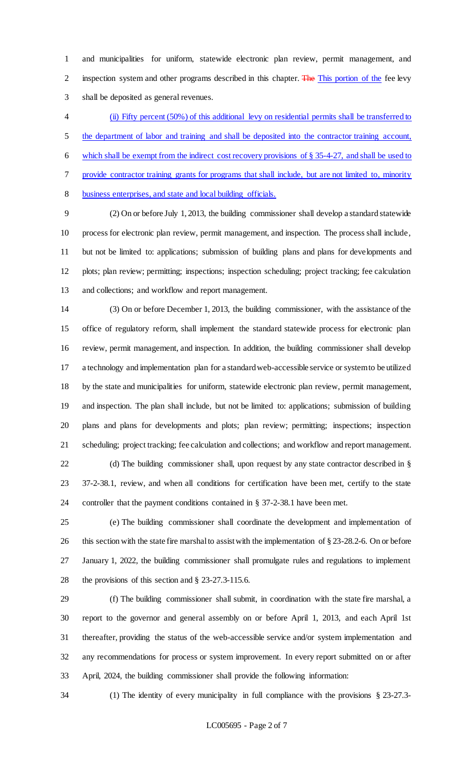and municipalities for uniform, statewide electronic plan review, permit management, and inspection system and other programs described in this chapter. ~~The~~ This portion of the fee levy shall be deposited as general revenues.

(ii) Fifty percent (50%) of this additional levy on residential permits shall be transferred to the department of labor and training and shall be deposited into the contractor training account, which shall be exempt from the indirect cost recovery provisions of § 35-4-27, and shall be used to provide contractor training grants for programs that shall include, but are not limited to, minority business enterprises, and state and local building officials.

(2) On or before July 1, 2013, the building commissioner shall develop a standard statewide process for electronic plan review, permit management, and inspection. The process shall include, but not be limited to: applications; submission of building plans and plans for developments and plots; plan review; permitting; inspections; inspection scheduling; project tracking; fee calculation and collections; and workflow and report management.

(3) On or before December 1, 2013, the building commissioner, with the assistance of the office of regulatory reform, shall implement the standard statewide process for electronic plan review, permit management, and inspection. In addition, the building commissioner shall develop a technology and implementation plan for a standard web-accessible service or system to be utilized by the state and municipalities for uniform, statewide electronic plan review, permit management, and inspection. The plan shall include, but not be limited to: applications; submission of building plans and plans for developments and plots; plan review; permitting; inspections; inspection scheduling; project tracking; fee calculation and collections; and workflow and report management.

(d) The building commissioner shall, upon request by any state contractor described in § 37-2-38.1, review, and when all conditions for certification have been met, certify to the state controller that the payment conditions contained in § 37-2-38.1 have been met.

(e) The building commissioner shall coordinate the development and implementation of this section with the state fire marshal to assist with the implementation of § 23-28.2-6. On or before January 1, 2022, the building commissioner shall promulgate rules and regulations to implement the provisions of this section and § 23-27.3-115.6.

(f) The building commissioner shall submit, in coordination with the state fire marshal, a report to the governor and general assembly on or before April 1, 2013, and each April 1st thereafter, providing the status of the web-accessible service and/or system implementation and any recommendations for process or system improvement. In every report submitted on or after April, 2024, the building commissioner shall provide the following information:

(1) The identity of every municipality in full compliance with the provisions § 23-27.3-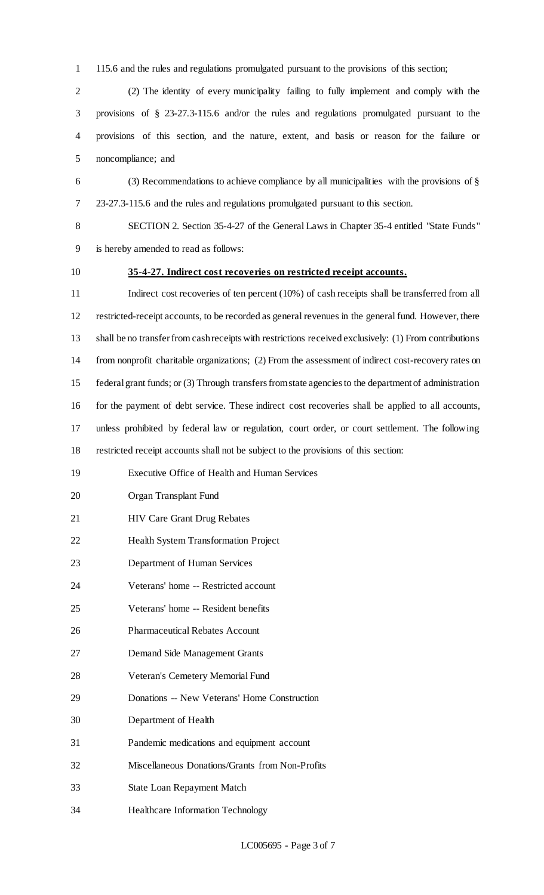115.6 and the rules and regulations promulgated pursuant to the provisions of this section;

(2) The identity of every municipality failing to fully implement and comply with the provisions of § 23-27.3-115.6 and/or the rules and regulations promulgated pursuant to the provisions of this section, and the nature, extent, and basis or reason for the failure or noncompliance; and

(3) Recommendations to achieve compliance by all municipalities with the provisions of § 23-27.3-115.6 and the rules and regulations promulgated pursuant to this section.

SECTION 2. Section 35-4-27 of the General Laws in Chapter 35-4 entitled "State Funds" is hereby amended to read as follows:

**35-4-27. Indirect cost recoveries on restricted receipt accounts.**

Indirect cost recoveries of ten percent (10%) of cash receipts shall be transferred from all restricted-receipt accounts, to be recorded as general revenues in the general fund. However, there shall be no transfer from cash receipts with restrictions received exclusively: (1) From contributions from nonprofit charitable organizations; (2) From the assessment of indirect cost-recovery rates on federal grant funds; or (3) Through transfers from state agencies to the department of administration for the payment of debt service. These indirect cost recoveries shall be applied to all accounts, unless prohibited by federal law or regulation, court order, or court settlement. The following restricted receipt accounts shall not be subject to the provisions of this section:

Executive Office of Health and Human Services

Organ Transplant Fund

HIV Care Grant Drug Rebates

Health System Transformation Project

Department of Human Services

Veterans' home -- Restricted account

Veterans' home -- Resident benefits

Pharmaceutical Rebates Account

Demand Side Management Grants

Veteran's Cemetery Memorial Fund

Donations -- New Veterans' Home Construction

Department of Health

Pandemic medications and equipment account

Miscellaneous Donations/Grants from Non-Profits

State Loan Repayment Match

Healthcare Information Technology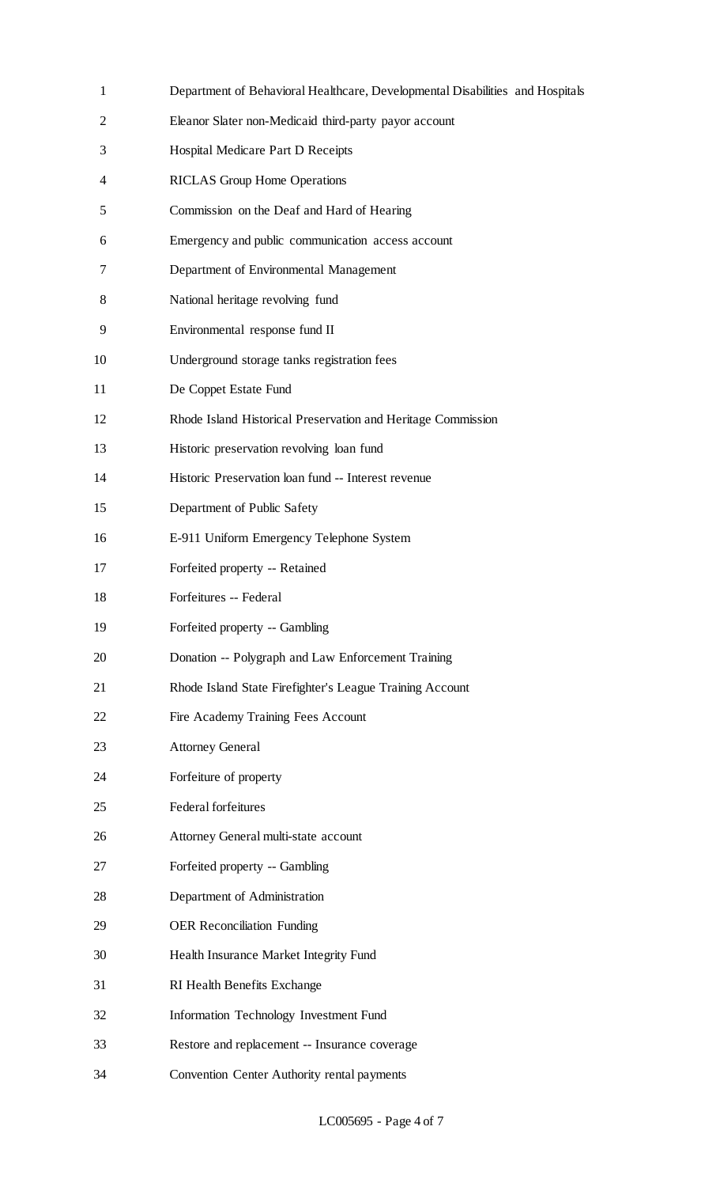Department of Behavioral Healthcare, Developmental Disabilities and Hospitals

Eleanor Slater non-Medicaid third-party payor account

Hospital Medicare Part D Receipts

RICLAS Group Home Operations

Commission on the Deaf and Hard of Hearing

Emergency and public communication access account

Department of Environmental Management

National heritage revolving fund

Environmental response fund II

Underground storage tanks registration fees

De Coppet Estate Fund

Rhode Island Historical Preservation and Heritage Commission

Historic preservation revolving loan fund

Historic Preservation loan fund -- Interest revenue

Department of Public Safety

E-911 Uniform Emergency Telephone System

Forfeited property -- Retained

Forfeitures -- Federal

Forfeited property -- Gambling

Donation -- Polygraph and Law Enforcement Training

Rhode Island State Firefighter's League Training Account

Fire Academy Training Fees Account

Attorney General

Forfeiture of property

Federal forfeitures

Attorney General multi-state account

Forfeited property -- Gambling

Department of Administration

OER Reconciliation Funding

Health Insurance Market Integrity Fund

RI Health Benefits Exchange

Information Technology Investment Fund

Restore and replacement -- Insurance coverage

Convention Center Authority rental payments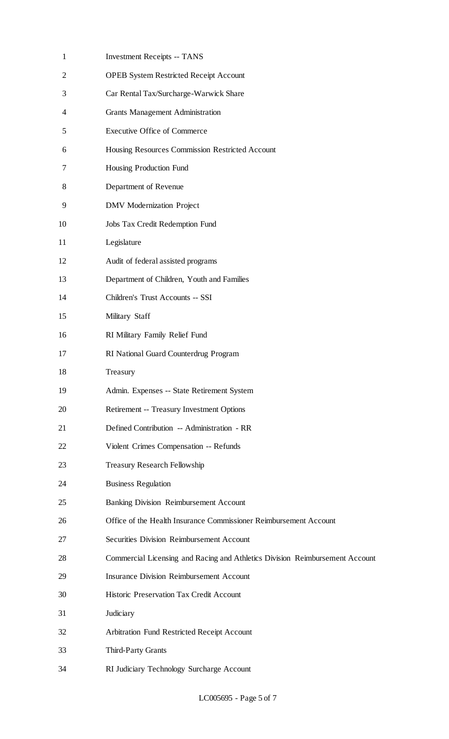Investment Receipts -- TANS

OPEB System Restricted Receipt Account

Car Rental Tax/Surcharge-Warwick Share

Grants Management Administration

Executive Office of Commerce

Housing Resources Commission Restricted Account

Housing Production Fund

Department of Revenue

DMV Modernization Project

Jobs Tax Credit Redemption Fund

Legislature

Audit of federal assisted programs

Department of Children, Youth and Families

Children's Trust Accounts -- SSI

Military Staff

RI Military Family Relief Fund

RI National Guard Counterdrug Program

Treasury

Admin. Expenses -- State Retirement System

Retirement -- Treasury Investment Options

Defined Contribution -- Administration - RR

Violent Crimes Compensation -- Refunds

Treasury Research Fellowship

Business Regulation

Banking Division Reimbursement Account

Office of the Health Insurance Commissioner Reimbursement Account

Securities Division Reimbursement Account

Commercial Licensing and Racing and Athletics Division Reimbursement Account

Insurance Division Reimbursement Account

Historic Preservation Tax Credit Account

Judiciary

Arbitration Fund Restricted Receipt Account

Third-Party Grants

RI Judiciary Technology Surcharge Account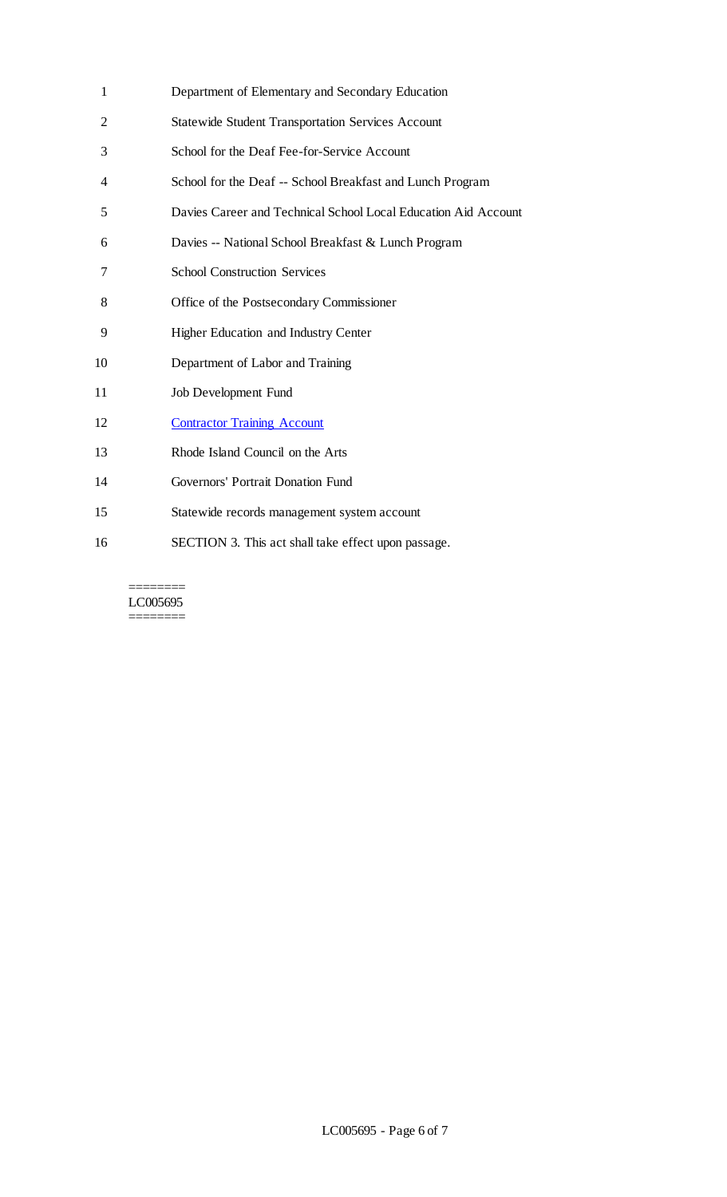Department of Elementary and Secondary Education

Statewide Student Transportation Services Account

School for the Deaf Fee-for-Service Account

School for the Deaf -- School Breakfast and Lunch Program

Davies Career and Technical School Local Education Aid Account

Davies -- National School Breakfast & Lunch Program

School Construction Services

Office of the Postsecondary Commissioner

Higher Education and Industry Center

Department of Labor and Training

Job Development Fund

Contractor Training Account

Rhode Island Council on the Arts

Governors' Portrait Donation Fund

Statewide records management system account

SECTION 3. This act shall take effect upon passage.

========
LC005695
========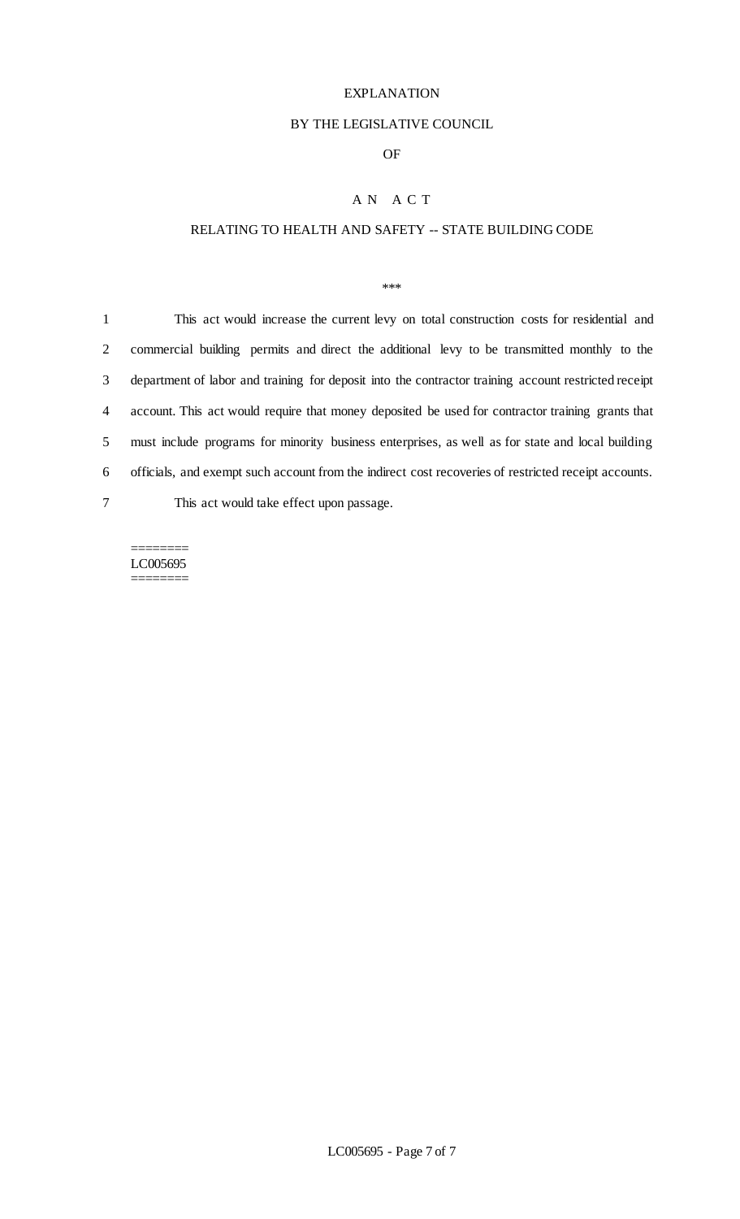EXPLANATION

BY THE LEGISLATIVE COUNCIL

OF

A N A C T

RELATING TO HEALTH AND SAFETY -- STATE BUILDING CODE

\*\*\*

This act would increase the current levy on total construction costs for residential and commercial building permits and direct the additional levy to be transmitted monthly to the department of labor and training for deposit into the contractor training account restricted receipt account. This act would require that money deposited be used for contractor training grants that must include programs for minority business enterprises, as well as for state and local building officials, and exempt such account from the indirect cost recoveries of restricted receipt accounts.

This act would take effect upon passage.

========
LC005695
========